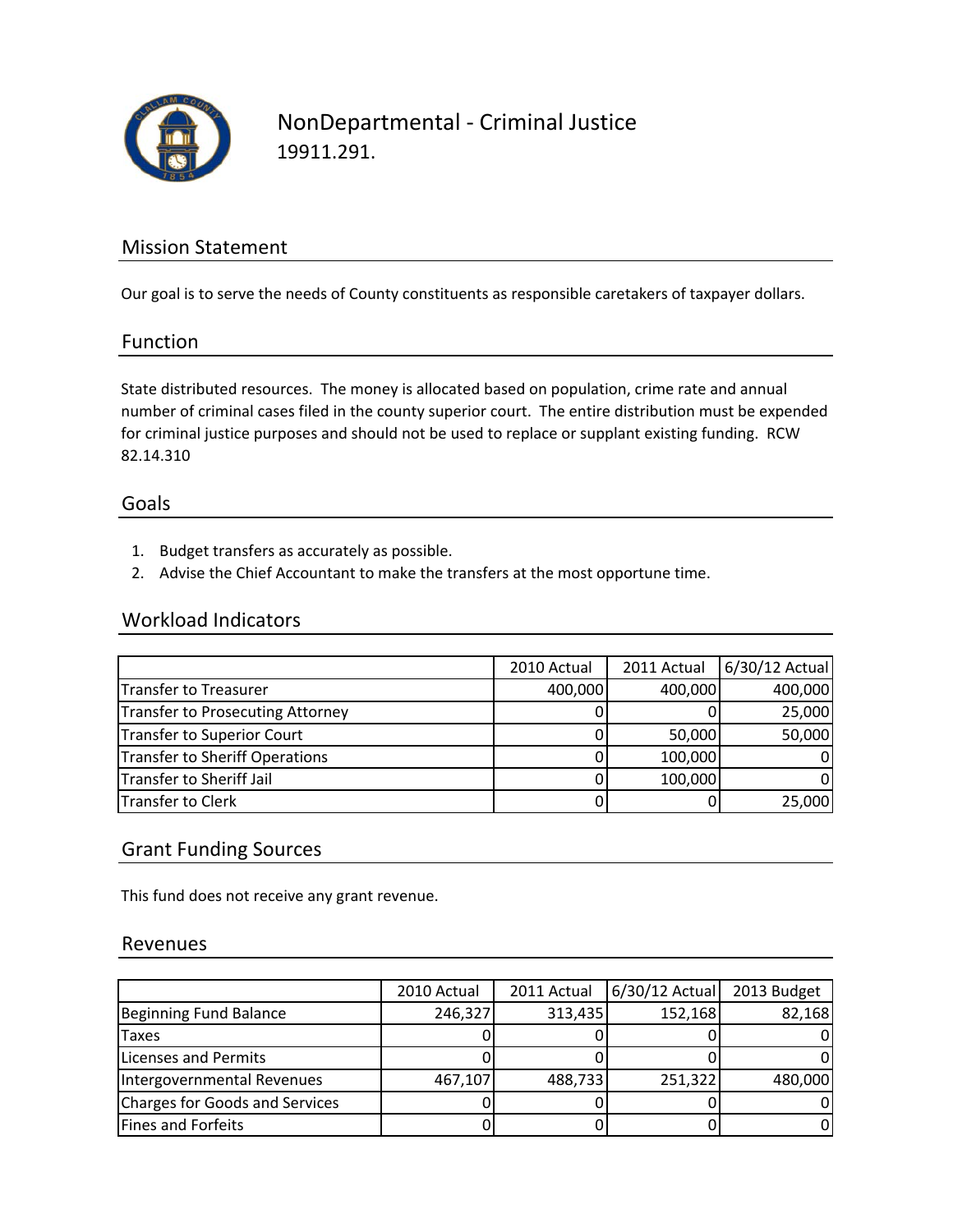# NonDepartmental - Criminal Justice

19911.291.

## Mission Statement

Our goal is to serve the needs of County constituents as responsible caretakers of taxpayer dollars.

## Function

State distributed resources. The money is allocated based on population, crime rate and annual number of criminal cases filed in the county superior court. The entire distribution must be expended for criminal justice purposes and should not be used to replace or supplant existing funding. RCW 82.14.310

## Goals

1. Budget transfers as accurately as possible.
2. Advise the Chief Accountant to make the transfers at the most opportune time.

## Workload Indicators

| | 2010 Actual | 2011 Actual | 6/30/12 Actual |
|---|---|---|---|
| Transfer to Treasurer | 400,000 | 400,000 | 400,000 |
| Transfer to Prosecuting Attorney | 0 | 0 | 25,000 |
| Transfer to Superior Court | 0 | 50,000 | 50,000 |
| Transfer to Sheriff Operations | 0 | 100,000 | 0 |
| Transfer to Sheriff Jail | 0 | 100,000 | 0 |
| Transfer to Clerk | 0 | 0 | 25,000 |

## Grant Funding Sources

This fund does not receive any grant revenue.

## Revenues

| | 2010 Actual | 2011 Actual | 6/30/12 Actual | 2013 Budget |
|---|---|---|---|---|
| Beginning Fund Balance | 246,327 | 313,435 | 152,168 | 82,168 |
| Taxes | 0 | 0 | 0 | 0 |
| Licenses and Permits | 0 | 0 | 0 | 0 |
| Intergovernmental Revenues | 467,107 | 488,733 | 251,322 | 480,000 |
| Charges for Goods and Services | 0 | 0 | 0 | 0 |
| Fines and Forfeits | 0 | 0 | 0 | 0 |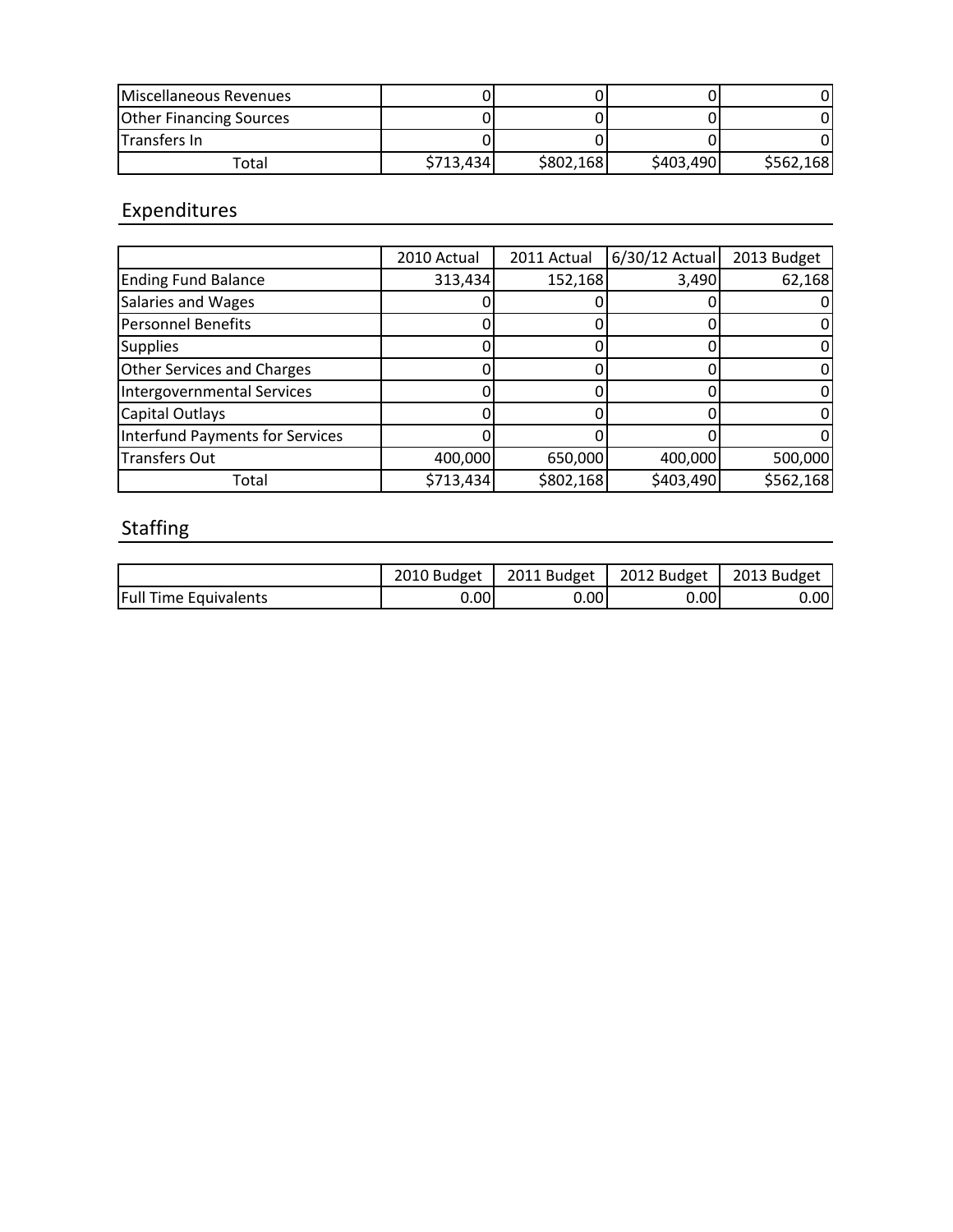| | | | | |
|---|---|---|---|---|
| Miscellaneous Revenues | 0 | 0 | 0 | 0 |
| Other Financing Sources | 0 | 0 | 0 | 0 |
| Transfers In | 0 | 0 | 0 | 0 |
| Total | $713,434 | $802,168 | $403,490 | $562,168 |

## Expenditures

| | 2010 Actual | 2011 Actual | 6/30/12 Actual | 2013 Budget |
|---|---|---|---|---|
| Ending Fund Balance | 313,434 | 152,168 | 3,490 | 62,168 |
| Salaries and Wages | 0 | 0 | 0 | 0 |
| Personnel Benefits | 0 | 0 | 0 | 0 |
| Supplies | 0 | 0 | 0 | 0 |
| Other Services and Charges | 0 | 0 | 0 | 0 |
| Intergovernmental Services | 0 | 0 | 0 | 0 |
| Capital Outlays | 0 | 0 | 0 | 0 |
| Interfund Payments for Services | 0 | 0 | 0 | 0 |
| Transfers Out | 400,000 | 650,000 | 400,000 | 500,000 |
| Total | $713,434 | $802,168 | $403,490 | $562,168 |

## Staffing

| | 2010 Budget | 2011 Budget | 2012 Budget | 2013 Budget |
|---|---|---|---|---|
| Full Time Equivalents | 0.00 | 0.00 | 0.00 | 0.00 |